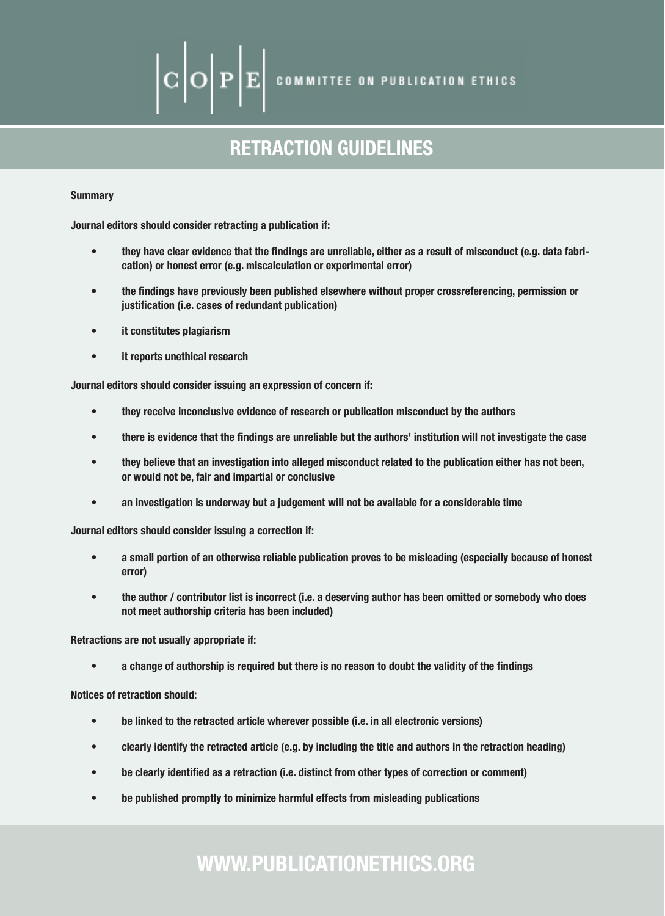COPE — COMMITTEE ON PUBLICATION ETHICS

# RETRACTION GUIDELINES

**Summary**

**Journal editors should consider retracting a publication if:**

- **they have clear evidence that the findings are unreliable, either as a result of misconduct (e.g. data fabrication) or honest error (e.g. miscalculation or experimental error)**
- **the findings have previously been published elsewhere without proper crossreferencing, permission or justification (i.e. cases of redundant publication)**
- **it constitutes plagiarism**
- **it reports unethical research**

**Journal editors should consider issuing an expression of concern if:**

- **they receive inconclusive evidence of research or publication misconduct by the authors**
- **there is evidence that the findings are unreliable but the authors' institution will not investigate the case**
- **they believe that an investigation into alleged misconduct related to the publication either has not been, or would not be, fair and impartial or conclusive**
- **an investigation is underway but a judgement will not be available for a considerable time**

**Journal editors should consider issuing a correction if:**

- **a small portion of an otherwise reliable publication proves to be misleading (especially because of honest error)**
- **the author / contributor list is incorrect (i.e. a deserving author has been omitted or somebody who does not meet authorship criteria has been included)**

**Retractions are not usually appropriate if:**

- **a change of authorship is required but there is no reason to doubt the validity of the findings**

**Notices of retraction should:**

- **be linked to the retracted article wherever possible (i.e. in all electronic versions)**
- **clearly identify the retracted article (e.g. by including the title and authors in the retraction heading)**
- **be clearly identified as a retraction (i.e. distinct from other types of correction or comment)**
- **be published promptly to minimize harmful effects from misleading publications**

WWW.PUBLICATIONETHICS.ORG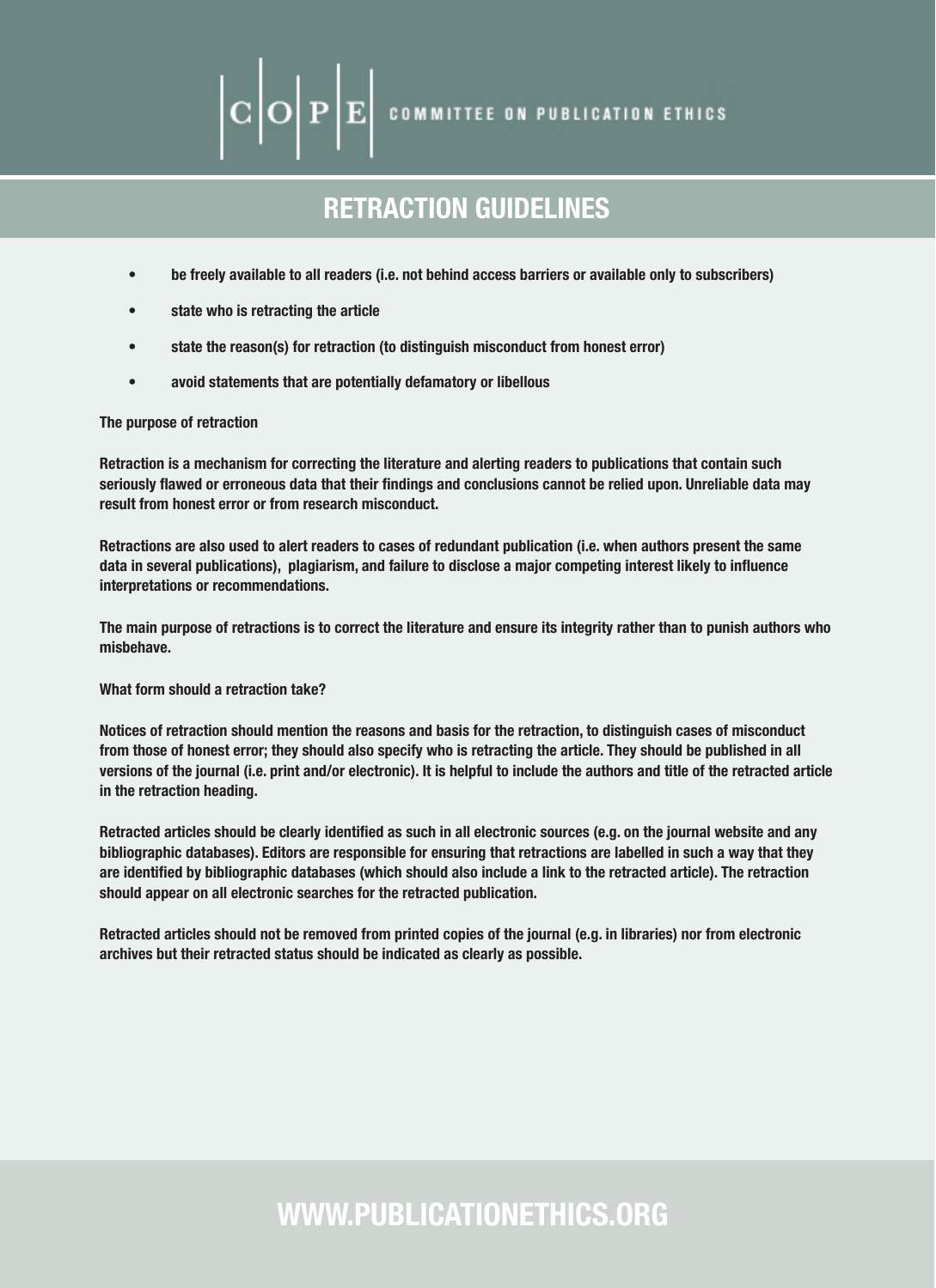- be freely available to all readers (i.e. not behind access barriers or available only to subscribers)
- state who is retracting the article
- state the reason(s) for retraction (to distinguish misconduct from honest error)
- avoid statements that are potentially defamatory or libellous

**The purpose of retraction**

Retraction is a mechanism for correcting the literature and alerting readers to publications that contain such seriously flawed or erroneous data that their findings and conclusions cannot be relied upon. Unreliable data may result from honest error or from research misconduct.

Retractions are also used to alert readers to cases of redundant publication (i.e. when authors present the same data in several publications), plagiarism, and failure to disclose a major competing interest likely to influence interpretations or recommendations.

The main purpose of retractions is to correct the literature and ensure its integrity rather than to punish authors who misbehave.

**What form should a retraction take?**

Notices of retraction should mention the reasons and basis for the retraction, to distinguish cases of misconduct from those of honest error; they should also specify who is retracting the article. They should be published in all versions of the journal (i.e. print and/or electronic). It is helpful to include the authors and title of the retracted article in the retraction heading.

Retracted articles should be clearly identified as such in all electronic sources (e.g. on the journal website and any bibliographic databases). Editors are responsible for ensuring that retractions are labelled in such a way that they are identified by bibliographic databases (which should also include a link to the retracted article). The retraction should appear on all electronic searches for the retracted publication.

Retracted articles should not be removed from printed copies of the journal (e.g. in libraries) nor from electronic archives but their retracted status should be indicated as clearly as possible.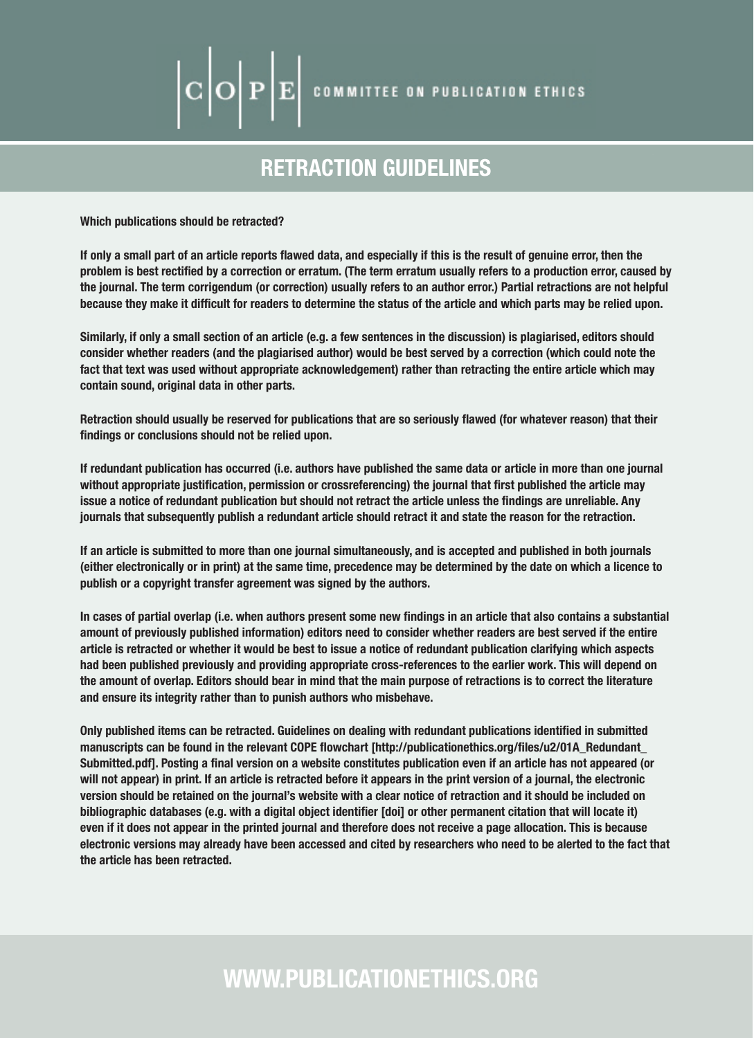COPE COMMITTEE ON PUBLICATION ETHICS

# RETRACTION GUIDELINES

**Which publications should be retracted?**

**If only a small part of an article reports flawed data, and especially if this is the result of genuine error, then the problem is best rectified by a correction or erratum. (The term erratum usually refers to a production error, caused by the journal. The term corrigendum (or correction) usually refers to an author error.) Partial retractions are not helpful because they make it difficult for readers to determine the status of the article and which parts may be relied upon.**

**Similarly, if only a small section of an article (e.g. a few sentences in the discussion) is plagiarised, editors should consider whether readers (and the plagiarised author) would be best served by a correction (which could note the fact that text was used without appropriate acknowledgement) rather than retracting the entire article which may contain sound, original data in other parts.**

**Retraction should usually be reserved for publications that are so seriously flawed (for whatever reason) that their findings or conclusions should not be relied upon.**

**If redundant publication has occurred (i.e. authors have published the same data or article in more than one journal without appropriate justification, permission or crossreferencing) the journal that first published the article may issue a notice of redundant publication but should not retract the article unless the findings are unreliable. Any journals that subsequently publish a redundant article should retract it and state the reason for the retraction.**

**If an article is submitted to more than one journal simultaneously, and is accepted and published in both journals (either electronically or in print) at the same time, precedence may be determined by the date on which a licence to publish or a copyright transfer agreement was signed by the authors.**

**In cases of partial overlap (i.e. when authors present some new findings in an article that also contains a substantial amount of previously published information) editors need to consider whether readers are best served if the entire article is retracted or whether it would be best to issue a notice of redundant publication clarifying which aspects had been published previously and providing appropriate cross-references to the earlier work. This will depend on the amount of overlap. Editors should bear in mind that the main purpose of retractions is to correct the literature and ensure its integrity rather than to punish authors who misbehave.**

**Only published items can be retracted. Guidelines on dealing with redundant publications identified in submitted manuscripts can be found in the relevant COPE flowchart [http://publicationethics.org/files/u2/01A_Redundant_Submitted.pdf]. Posting a final version on a website constitutes publication even if an article has not appeared (or will not appear) in print. If an article is retracted before it appears in the print version of a journal, the electronic version should be retained on the journal's website with a clear notice of retraction and it should be included on bibliographic databases (e.g. with a digital object identifier [doi] or other permanent citation that will locate it) even if it does not appear in the printed journal and therefore does not receive a page allocation. This is because electronic versions may already have been accessed and cited by researchers who need to be alerted to the fact that the article has been retracted.**

WWW.PUBLICATIONETHICS.ORG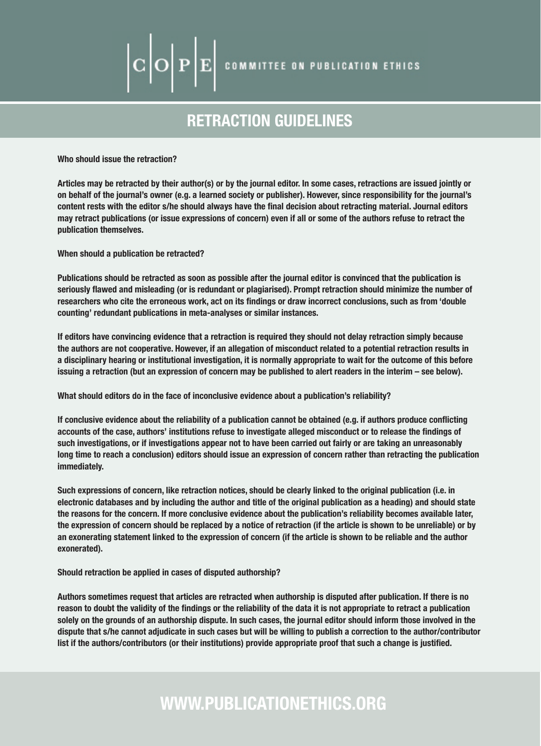COPE COMMITTEE ON PUBLICATION ETHICS

# RETRACTION GUIDELINES

**Who should issue the retraction?**

**Articles may be retracted by their author(s) or by the journal editor. In some cases, retractions are issued jointly or on behalf of the journal's owner (e.g. a learned society or publisher). However, since responsibility for the journal's content rests with the editor s/he should always have the final decision about retracting material. Journal editors may retract publications (or issue expressions of concern) even if all or some of the authors refuse to retract the publication themselves.**

**When should a publication be retracted?**

**Publications should be retracted as soon as possible after the journal editor is convinced that the publication is seriously flawed and misleading (or is redundant or plagiarised). Prompt retraction should minimize the number of researchers who cite the erroneous work, act on its findings or draw incorrect conclusions, such as from 'double counting' redundant publications in meta-analyses or similar instances.**

**If editors have convincing evidence that a retraction is required they should not delay retraction simply because the authors are not cooperative. However, if an allegation of misconduct related to a potential retraction results in a disciplinary hearing or institutional investigation, it is normally appropriate to wait for the outcome of this before issuing a retraction (but an expression of concern may be published to alert readers in the interim – see below).**

**What should editors do in the face of inconclusive evidence about a publication's reliability?**

**If conclusive evidence about the reliability of a publication cannot be obtained (e.g. if authors produce conflicting accounts of the case, authors' institutions refuse to investigate alleged misconduct or to release the findings of such investigations, or if investigations appear not to have been carried out fairly or are taking an unreasonably long time to reach a conclusion) editors should issue an expression of concern rather than retracting the publication immediately.**

**Such expressions of concern, like retraction notices, should be clearly linked to the original publication (i.e. in electronic databases and by including the author and title of the original publication as a heading) and should state the reasons for the concern. If more conclusive evidence about the publication's reliability becomes available later, the expression of concern should be replaced by a notice of retraction (if the article is shown to be unreliable) or by an exonerating statement linked to the expression of concern (if the article is shown to be reliable and the author exonerated).**

**Should retraction be applied in cases of disputed authorship?**

**Authors sometimes request that articles are retracted when authorship is disputed after publication. If there is no reason to doubt the validity of the findings or the reliability of the data it is not appropriate to retract a publication solely on the grounds of an authorship dispute. In such cases, the journal editor should inform those involved in the dispute that s/he cannot adjudicate in such cases but will be willing to publish a correction to the author/contributor list if the authors/contributors (or their institutions) provide appropriate proof that such a change is justified.**

WWW.PUBLICATIONETHICS.ORG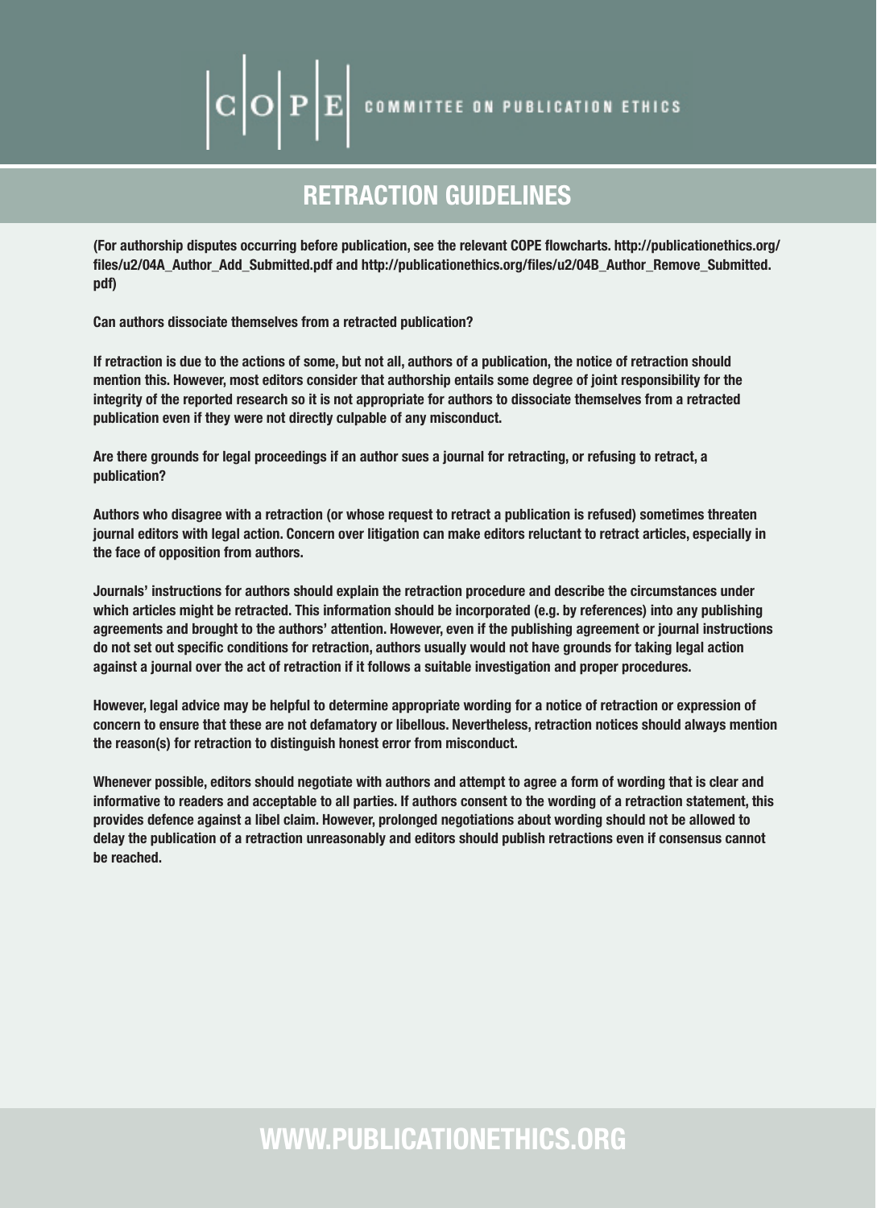COPE COMMITTEE ON PUBLICATION ETHICS

# RETRACTION GUIDELINES

**(For authorship disputes occurring before publication, see the relevant COPE flowcharts. http://publicationethics.org/files/u2/04A_Author_Add_Submitted.pdf and http://publicationethics.org/files/u2/04B_Author_Remove_Submitted.pdf)**

**Can authors dissociate themselves from a retracted publication?**

If retraction is due to the actions of some, but not all, authors of a publication, the notice of retraction should mention this. However, most editors consider that authorship entails some degree of joint responsibility for the integrity of the reported research so it is not appropriate for authors to dissociate themselves from a retracted publication even if they were not directly culpable of any misconduct.

**Are there grounds for legal proceedings if an author sues a journal for retracting, or refusing to retract, a publication?**

Authors who disagree with a retraction (or whose request to retract a publication is refused) sometimes threaten journal editors with legal action. Concern over litigation can make editors reluctant to retract articles, especially in the face of opposition from authors.

Journals' instructions for authors should explain the retraction procedure and describe the circumstances under which articles might be retracted. This information should be incorporated (e.g. by references) into any publishing agreements and brought to the authors' attention. However, even if the publishing agreement or journal instructions do not set out specific conditions for retraction, authors usually would not have grounds for taking legal action against a journal over the act of retraction if it follows a suitable investigation and proper procedures.

However, legal advice may be helpful to determine appropriate wording for a notice of retraction or expression of concern to ensure that these are not defamatory or libellous. Nevertheless, retraction notices should always mention the reason(s) for retraction to distinguish honest error from misconduct.

Whenever possible, editors should negotiate with authors and attempt to agree a form of wording that is clear and informative to readers and acceptable to all parties. If authors consent to the wording of a retraction statement, this provides defence against a libel claim. However, prolonged negotiations about wording should not be allowed to delay the publication of a retraction unreasonably and editors should publish retractions even if consensus cannot be reached.

WWW.PUBLICATIONETHICS.ORG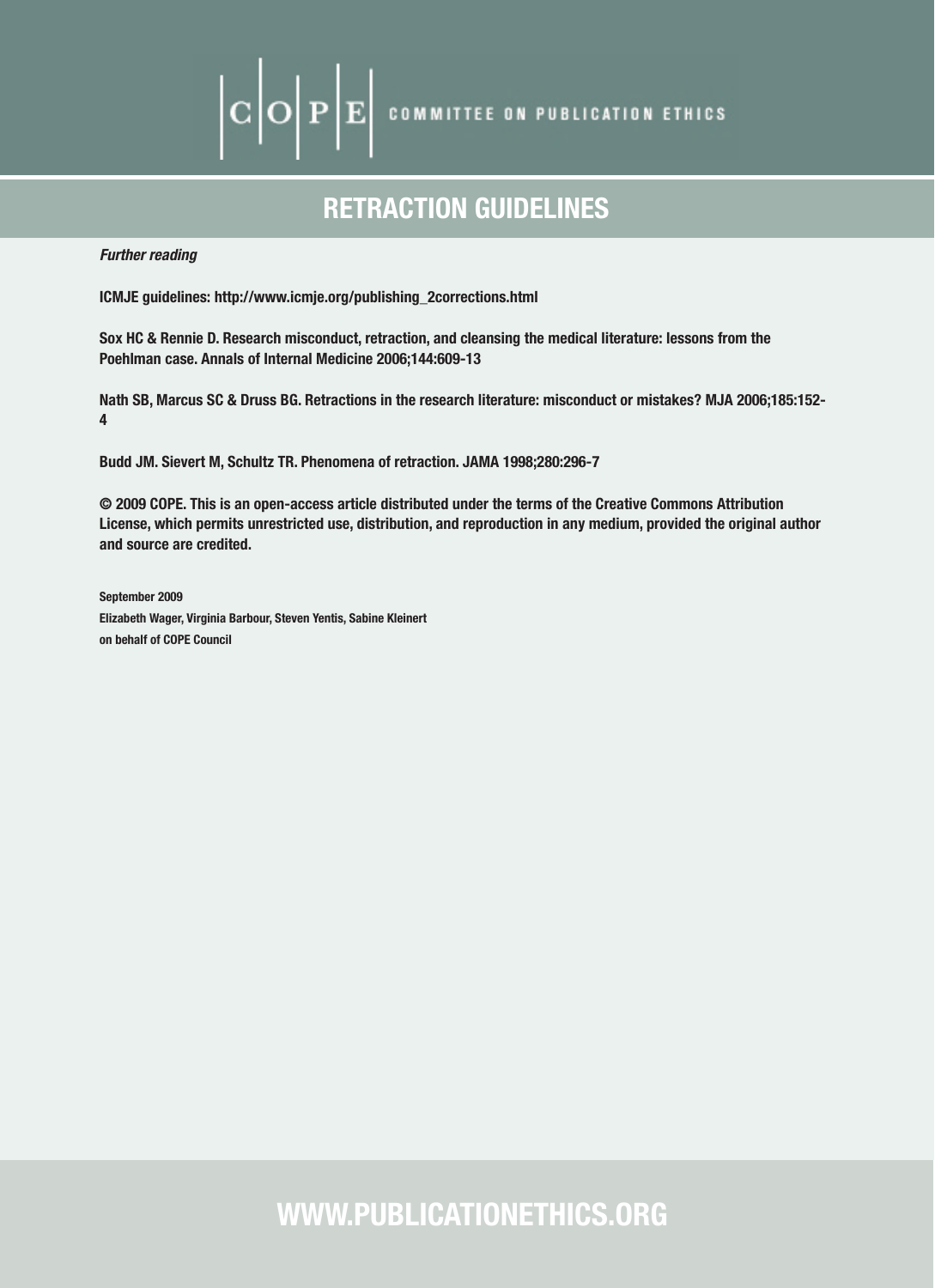# RETRACTION GUIDELINES

*Further reading*

**ICMJE guidelines: http://www.icmje.org/publishing_2corrections.html**

**Sox HC & Rennie D. Research misconduct, retraction, and cleansing the medical literature: lessons from the Poehlman case. Annals of Internal Medicine 2006;144:609-13**

**Nath SB, Marcus SC & Druss BG. Retractions in the research literature: misconduct or mistakes? MJA 2006;185:152-4**

**Budd JM. Sievert M, Schultz TR. Phenomena of retraction. JAMA 1998;280:296-7**

**© 2009 COPE. This is an open-access article distributed under the terms of the Creative Commons Attribution License, which permits unrestricted use, distribution, and reproduction in any medium, provided the original author and source are credited.**

**September 2009**
**Elizabeth Wager, Virginia Barbour, Steven Yentis, Sabine Kleinert**
**on behalf of COPE Council**